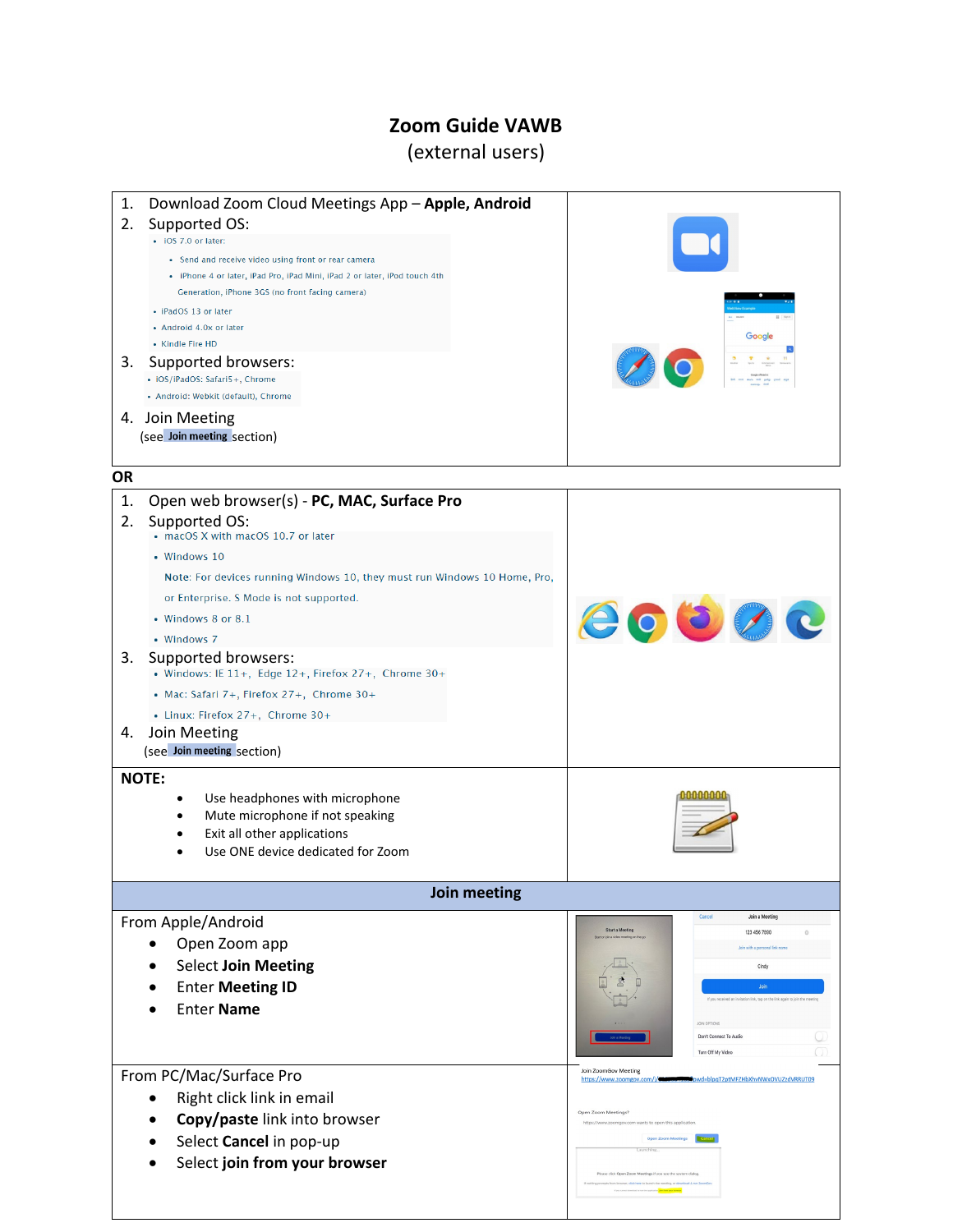# Zoom Guide VAWB

(external users)

1. Download Zoom Cloud Meetings App – **Apple, Android**
2. Supported OS:
   - iOS 7.0 or later:
     - Send and receive video using front or rear camera
     - iPhone 4 or later, iPad Pro, iPad Mini, iPad 2 or later, iPod touch 4th Generation, iPhone 3GS (no front facing camera)
   - iPadOS 13 or later
   - Android 4.0x or later
   - Kindle Fire HD
3. Supported browsers:
   - iOS/iPadOS: Safari5+, Chrome
   - Android: Webkit (default), Chrome
4. Join Meeting

   (see **Join meeting** section)

**OR**

1. Open web browser(s) - **PC, MAC, Surface Pro**
2. Supported OS:
   - macOS X with macOS 10.7 or later
   - Windows 10

     Note: For devices running Windows 10, they must run Windows 10 Home, Pro, or Enterprise. S Mode is not supported.
   - Windows 8 or 8.1
   - Windows 7
3. Supported browsers:
   - Windows: IE 11+, Edge 12+, Firefox 27+, Chrome 30+
   - Mac: Safari 7+, Firefox 27+, Chrome 30+
   - Linux: Firefox 27+, Chrome 30+
4. Join Meeting

   (see **Join meeting** section)

**NOTE:**

- Use headphones with microphone
- Mute microphone if not speaking
- Exit all other applications
- Use ONE device dedicated for Zoom

## Join meeting

From Apple/Android

- Open Zoom app
- Select **Join Meeting**
- Enter **Meeting ID**
- Enter **Name**

From PC/Mac/Surface Pro

- Right click link in email
- **Copy/paste** link into browser
- Select **Cancel** in pop-up
- Select **join from your browser**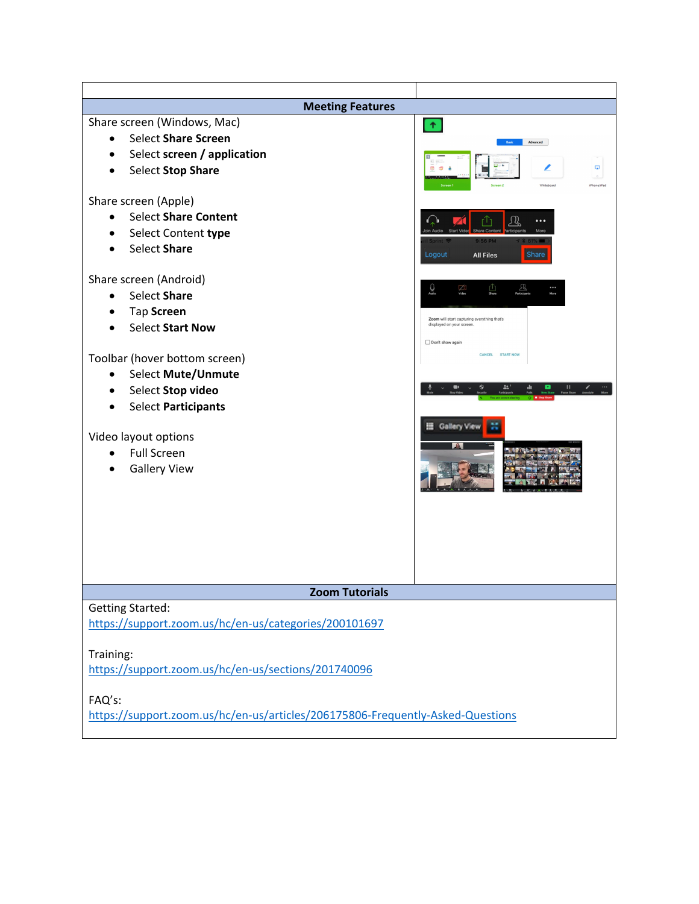## Meeting Features

Share screen (Windows, Mac)

- Select **Share Screen**
- Select **screen / application**
- Select **Stop Share**

Share screen (Apple)

- Select **Share Content**
- Select Content **type**
- Select **Share**

Share screen (Android)

- Select **Share**
- Tap **Screen**
- Select **Start Now**

Toolbar (hover bottom screen)

- Select **Mute/Unmute**
- Select **Stop video**
- Select **Participants**

Video layout options

- Full Screen
- Gallery View

## Zoom Tutorials

Getting Started:
https://support.zoom.us/hc/en-us/categories/200101697

Training:
https://support.zoom.us/hc/en-us/sections/201740096

FAQ's:
https://support.zoom.us/hc/en-us/articles/206175806-Frequently-Asked-Questions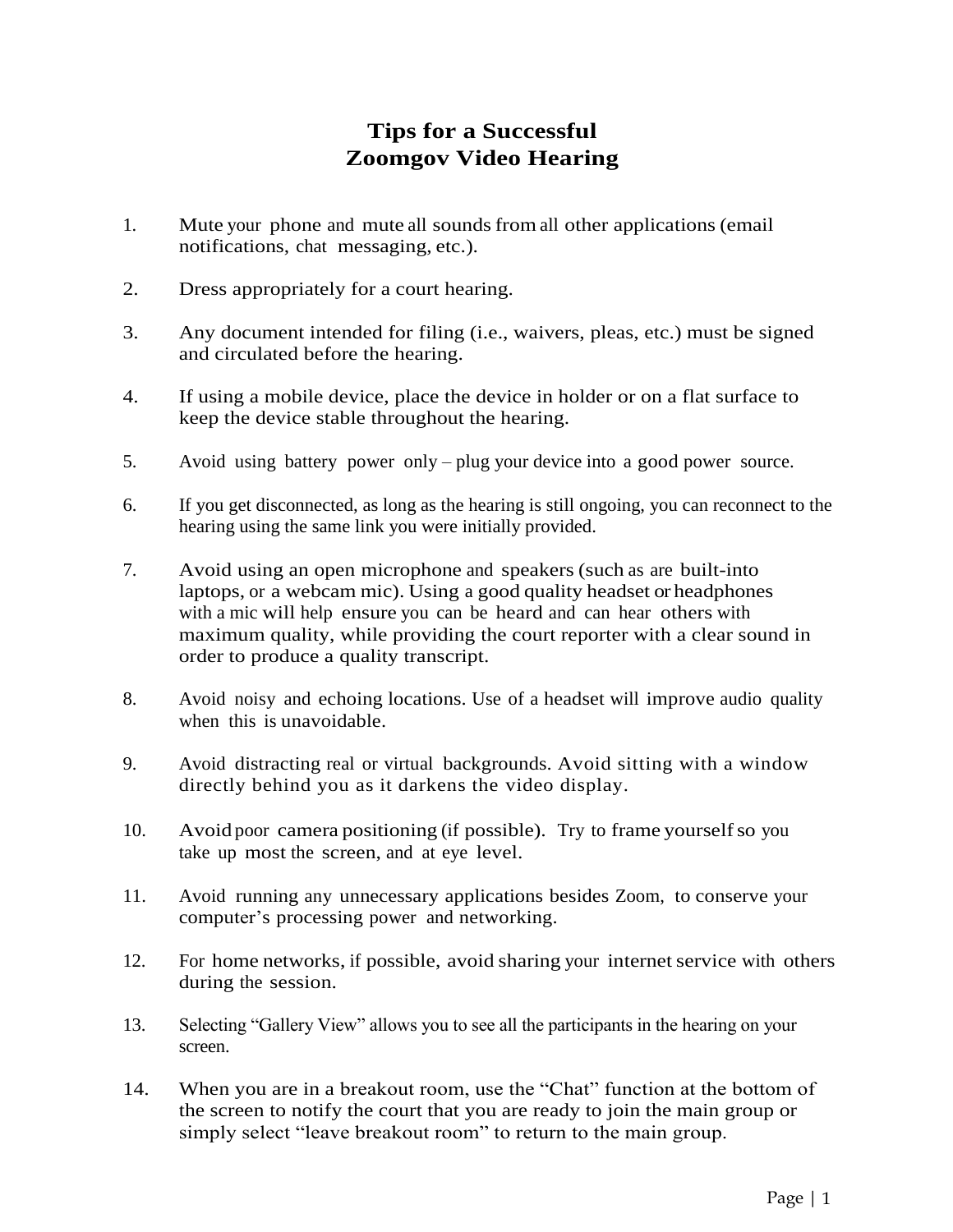# Tips for a Successful Zoomgov Video Hearing

1. Mute your phone and mute all sounds from all other applications (email notifications, chat messaging, etc.).

2. Dress appropriately for a court hearing.

3. Any document intended for filing (i.e., waivers, pleas, etc.) must be signed and circulated before the hearing.

4. If using a mobile device, place the device in holder or on a flat surface to keep the device stable throughout the hearing.

5. Avoid using battery power only – plug your device into a good power source.

6. If you get disconnected, as long as the hearing is still ongoing, you can reconnect to the hearing using the same link you were initially provided.

7. Avoid using an open microphone and speakers (such as are built-into laptops, or a webcam mic). Using a good quality headset or headphones with a mic will help ensure you can be heard and can hear others with maximum quality, while providing the court reporter with a clear sound in order to produce a quality transcript.

8. Avoid noisy and echoing locations. Use of a headset will improve audio quality when this is unavoidable.

9. Avoid distracting real or virtual backgrounds. Avoid sitting with a window directly behind you as it darkens the video display.

10. Avoid poor camera positioning (if possible). Try to frame yourself so you take up most the screen, and at eye level.

11. Avoid running any unnecessary applications besides Zoom, to conserve your computer's processing power and networking.

12. For home networks, if possible, avoid sharing your internet service with others during the session.

13. Selecting "Gallery View" allows you to see all the participants in the hearing on your screen.

14. When you are in a breakout room, use the "Chat" function at the bottom of the screen to notify the court that you are ready to join the main group or simply select "leave breakout room" to return to the main group.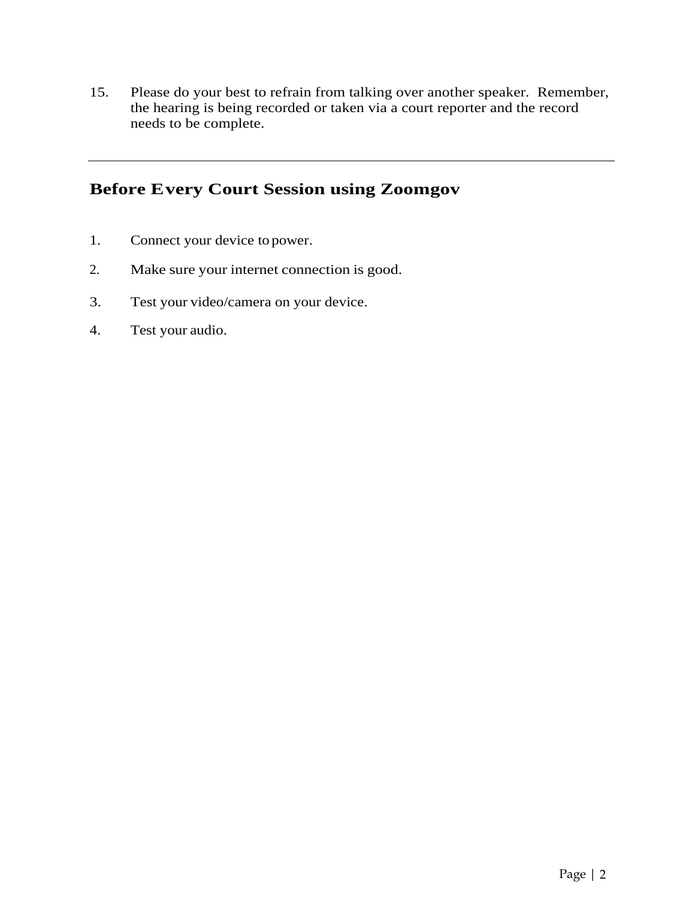15. Please do your best to refrain from talking over another speaker. Remember, the hearing is being recorded or taken via a court reporter and the record needs to be complete.

---

## Before Every Court Session using Zoomgov

1. Connect your device to power.
2. Make sure your internet connection is good.
3. Test your video/camera on your device.
4. Test your audio.